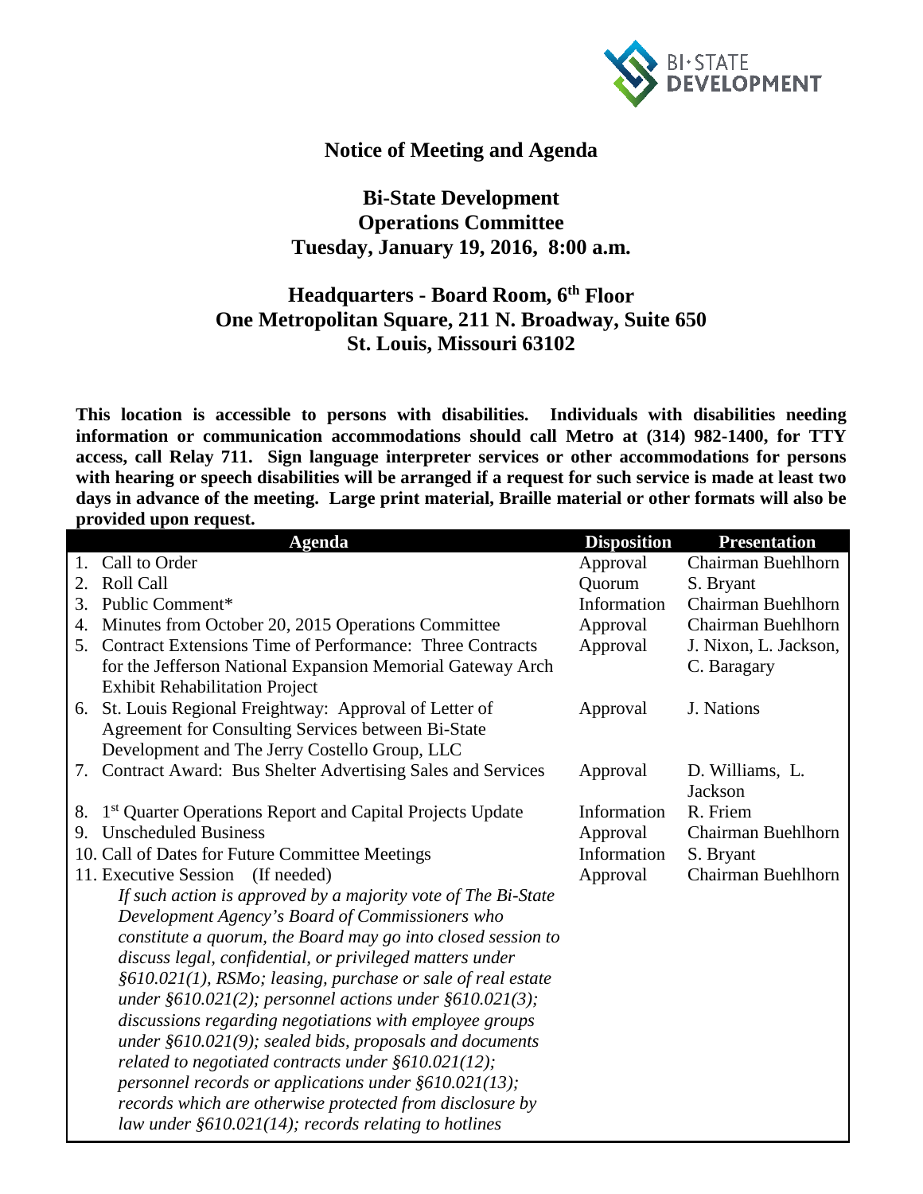# Notice of Meeting and Agenda

## Bi-State Development
## Operations Committee
## Tuesday, January 19, 2016, 8:00 a.m.

## Headquarters - Board Room, 6th Floor
## One Metropolitan Square, 211 N. Broadway, Suite 650
## St. Louis, Missouri 63102

**This location is accessible to persons with disabilities. Individuals with disabilities needing information or communication accommodations should call Metro at (314) 982-1400, for TTY access, call Relay 711. Sign language interpreter services or other accommodations for persons with hearing or speech disabilities will be arranged if a request for such service is made at least two days in advance of the meeting. Large print material, Braille material or other formats will also be provided upon request.**

| Agenda | Disposition | Presentation |
|---|---|---|
| 1. Call to Order | Approval | Chairman Buehlhorn |
| 2. Roll Call | Quorum | S. Bryant |
| 3. Public Comment* | Information | Chairman Buehlhorn |
| 4. Minutes from October 20, 2015 Operations Committee | Approval | Chairman Buehlhorn |
| 5. Contract Extensions Time of Performance: Three Contracts for the Jefferson National Expansion Memorial Gateway Arch Exhibit Rehabilitation Project | Approval | J. Nixon, L. Jackson, C. Baragary |
| 6. St. Louis Regional Freightway: Approval of Letter of Agreement for Consulting Services between Bi-State Development and The Jerry Costello Group, LLC | Approval | J. Nations |
| 7. Contract Award: Bus Shelter Advertising Sales and Services | Approval | D. Williams, L. Jackson |
| 8. 1st Quarter Operations Report and Capital Projects Update | Information | R. Friem |
| 9. Unscheduled Business | Approval | Chairman Buehlhorn |
| 10. Call of Dates for Future Committee Meetings | Information | S. Bryant |
| 11. Executive Session (If needed) *If such action is approved by a majority vote of The Bi-State Development Agency's Board of Commissioners who constitute a quorum, the Board may go into closed session to discuss legal, confidential, or privileged matters under §610.021(1), RSMo; leasing, purchase or sale of real estate under §610.021(2); personnel actions under §610.021(3); discussions regarding negotiations with employee groups under §610.021(9); sealed bids, proposals and documents related to negotiated contracts under §610.021(12); personnel records or applications under §610.021(13); records which are otherwise protected from disclosure by law under §610.021(14); records relating to hotlines* | Approval | Chairman Buehlhorn |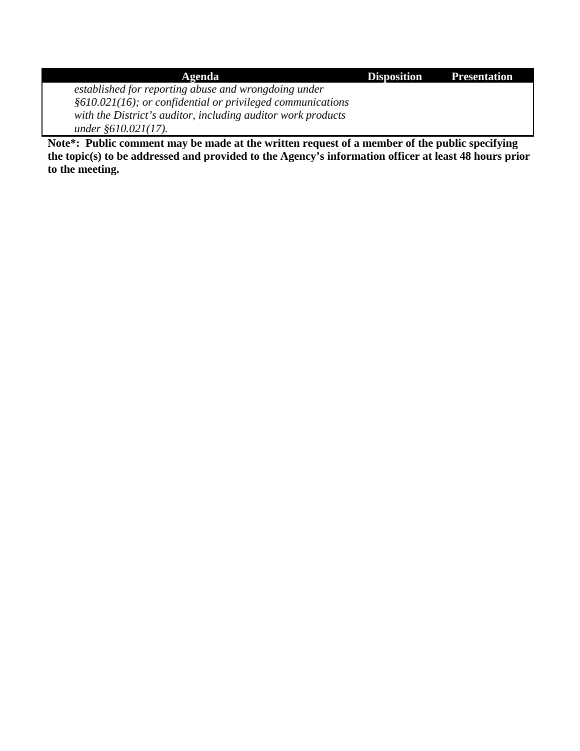| Agenda | Disposition | Presentation |
|---|---|---|
| *established for reporting abuse and wrongdoing under §610.021(16); or confidential or privileged communications with the District's auditor, including auditor work products under §610.021(17).* | | |

**Note\*: Public comment may be made at the written request of a member of the public specifying the topic(s) to be addressed and provided to the Agency's information officer at least 48 hours prior to the meeting.**